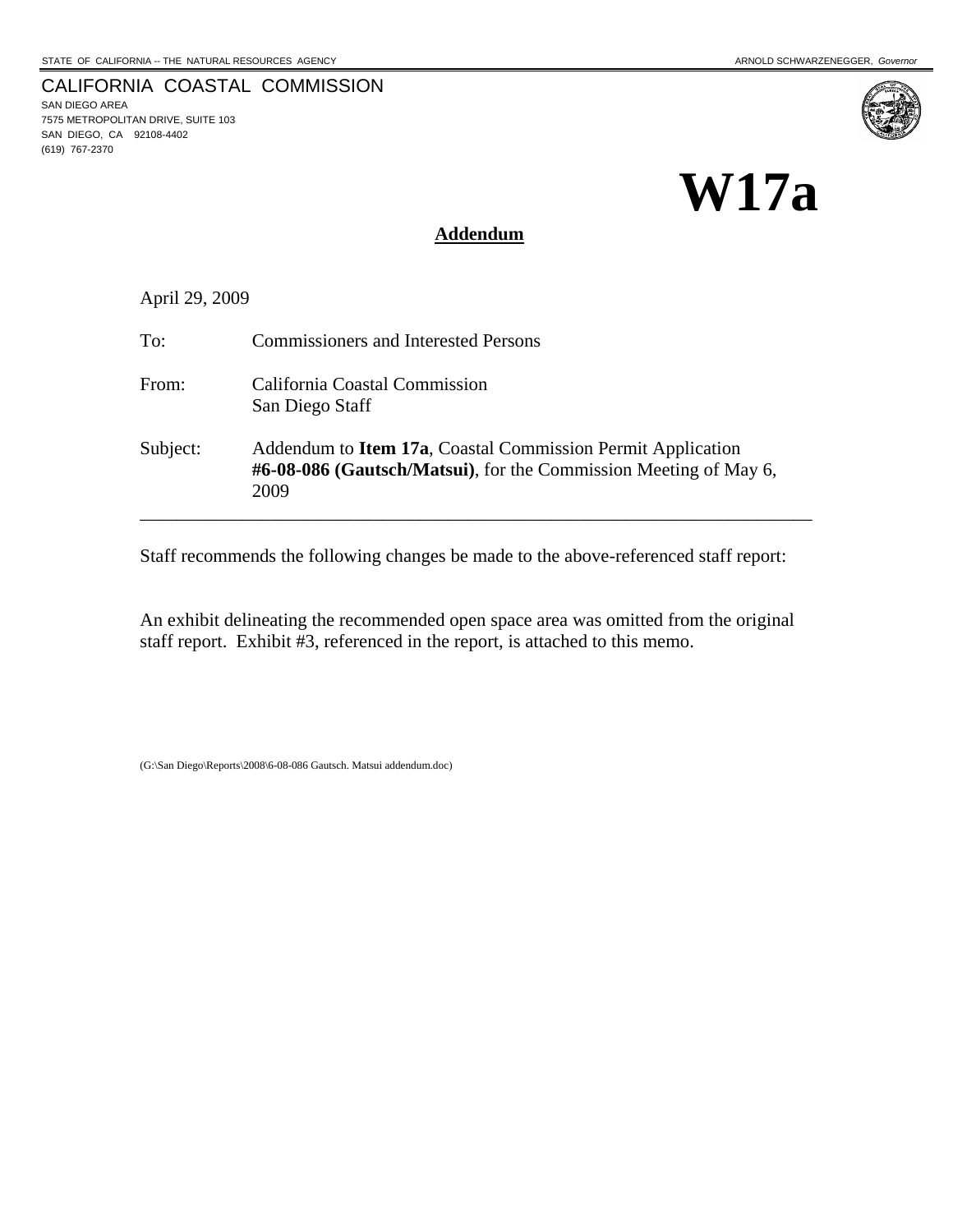STATE OF CALIFORNIA -- THE NATURAL RESOURCES AGENCY ARNOLD SCHWARZENEGGER, *Governor*

CALIFORNIA COASTAL COMMISSION
SAN DIEGO AREA
7575 METROPOLITAN DRIVE, SUITE 103
SAN DIEGO, CA 92108-4402
(619) 767-2370

# W17a

**Addendum**

April 29, 2009

To: Commissioners and Interested Persons

From: California Coastal Commission
San Diego Staff

Subject: Addendum to **Item 17a**, Coastal Commission Permit Application **#6-08-086 (Gautsch/Matsui)**, for the Commission Meeting of May 6, 2009

---

Staff recommends the following changes be made to the above-referenced staff report:

An exhibit delineating the recommended open space area was omitted from the original staff report. Exhibit #3, referenced in the report, is attached to this memo.

(G:\San Diego\Reports\2008\6-08-086 Gautsch. Matsui addendum.doc)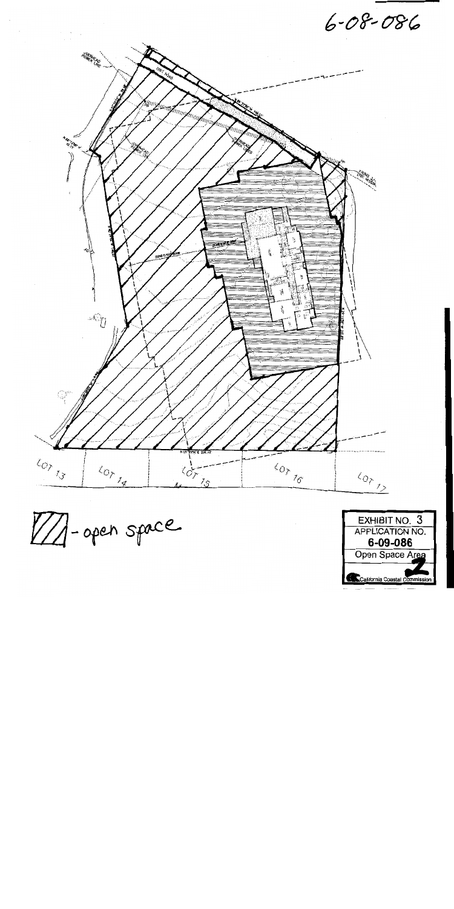6-08-086

LOT 13

LOT 14

LOT 15

LOT 16

LOT 17

- open space

| EXHIBIT NO. 3 |
| --- |
| APPLICATION NO. |
| 6-09-086 |
| Open Space Area |
| California Coastal Commission |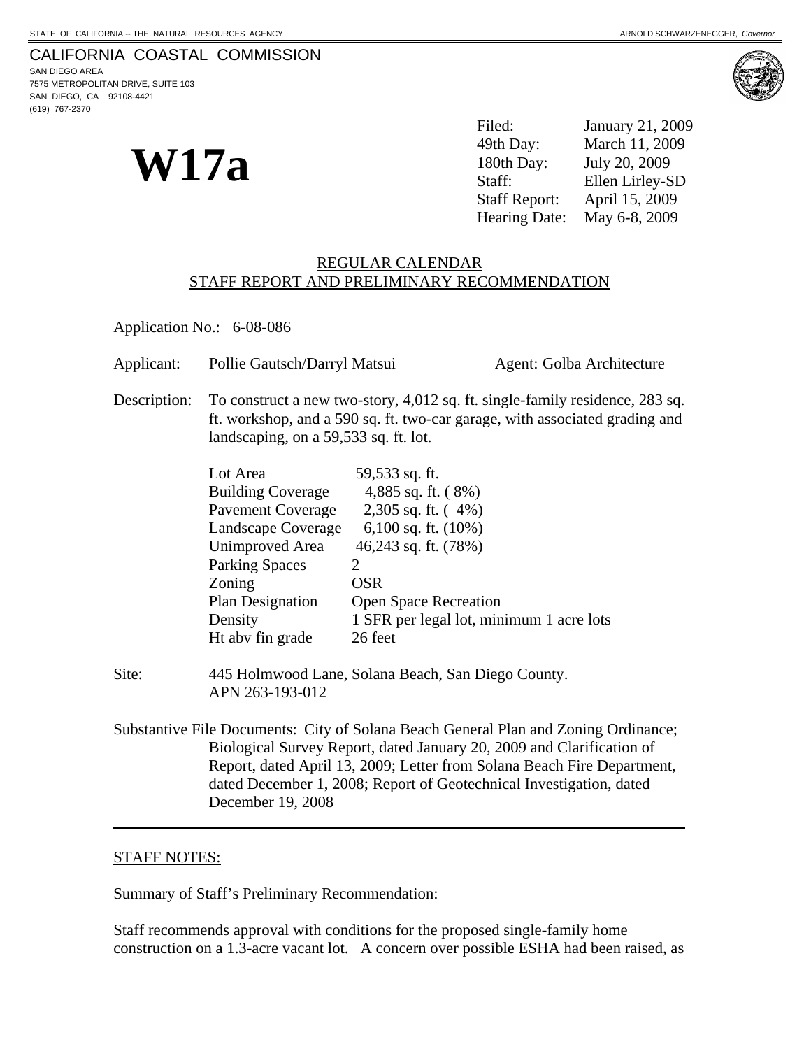STATE OF CALIFORNIA -- THE NATURAL RESOURCES AGENCY ARNOLD SCHWARZENEGGER, *Governor*

CALIFORNIA COASTAL COMMISSION
SAN DIEGO AREA
7575 METROPOLITAN DRIVE, SUITE 103
SAN DIEGO, CA 92108-4421
(619) 767-2370

# W17a

| | |
|---|---|
| Filed: | January 21, 2009 |
| 49th Day: | March 11, 2009 |
| 180th Day: | July 20, 2009 |
| Staff: | Ellen Lirley-SD |
| Staff Report: | April 15, 2009 |
| Hearing Date: | May 6-8, 2009 |

## REGULAR CALENDAR
## STAFF REPORT AND PRELIMINARY RECOMMENDATION

Application No.: 6-08-086

Applicant: Pollie Gautsch/Darryl Matsui Agent: Golba Architecture

Description: To construct a new two-story, 4,012 sq. ft. single-family residence, 283 sq. ft. workshop, and a 590 sq. ft. two-car garage, with associated grading and landscaping, on a 59,533 sq. ft. lot.

| | |
|---|---|
| Lot Area | 59,533 sq. ft. |
| Building Coverage | 4,885 sq. ft. ( 8%) |
| Pavement Coverage | 2,305 sq. ft. ( 4%) |
| Landscape Coverage | 6,100 sq. ft. (10%) |
| Unimproved Area | 46,243 sq. ft. (78%) |
| Parking Spaces | 2 |
| Zoning | OSR |
| Plan Designation | Open Space Recreation |
| Density | 1 SFR per legal lot, minimum 1 acre lots |
| Ht abv fin grade | 26 feet |

Site: 445 Holmwood Lane, Solana Beach, San Diego County.
APN 263-193-012

Substantive File Documents: City of Solana Beach General Plan and Zoning Ordinance; Biological Survey Report, dated January 20, 2009 and Clarification of Report, dated April 13, 2009; Letter from Solana Beach Fire Department, dated December 1, 2008; Report of Geotechnical Investigation, dated December 19, 2008

---

STAFF NOTES:

Summary of Staff's Preliminary Recommendation:

Staff recommends approval with conditions for the proposed single-family home construction on a 1.3-acre vacant lot. A concern over possible ESHA had been raised, as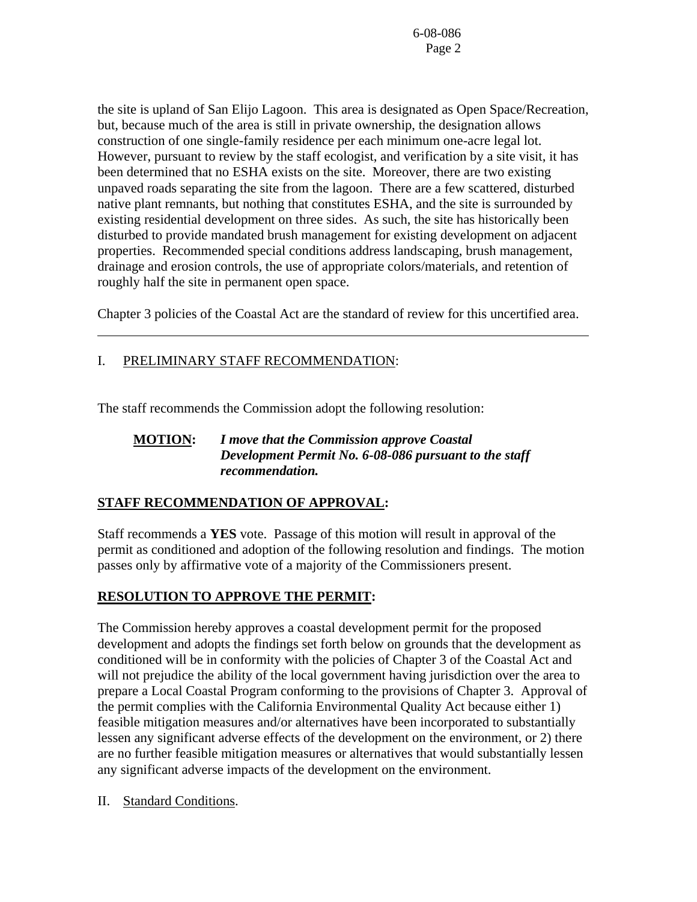the site is upland of San Elijo Lagoon. This area is designated as Open Space/Recreation, but, because much of the area is still in private ownership, the designation allows construction of one single-family residence per each minimum one-acre legal lot. However, pursuant to review by the staff ecologist, and verification by a site visit, it has been determined that no ESHA exists on the site. Moreover, there are two existing unpaved roads separating the site from the lagoon. There are a few scattered, disturbed native plant remnants, but nothing that constitutes ESHA, and the site is surrounded by existing residential development on three sides. As such, the site has historically been disturbed to provide mandated brush management for existing development on adjacent properties. Recommended special conditions address landscaping, brush management, drainage and erosion controls, the use of appropriate colors/materials, and retention of roughly half the site in permanent open space.

Chapter 3 policies of the Coastal Act are the standard of review for this uncertified area.

---

I. PRELIMINARY STAFF RECOMMENDATION:

The staff recommends the Commission adopt the following resolution:

**MOTION:** ***I move that the Commission approve Coastal Development Permit No. 6-08-086 pursuant to the staff recommendation.***

**STAFF RECOMMENDATION OF APPROVAL:**

Staff recommends a **YES** vote. Passage of this motion will result in approval of the permit as conditioned and adoption of the following resolution and findings. The motion passes only by affirmative vote of a majority of the Commissioners present.

**RESOLUTION TO APPROVE THE PERMIT:**

The Commission hereby approves a coastal development permit for the proposed development and adopts the findings set forth below on grounds that the development as conditioned will be in conformity with the policies of Chapter 3 of the Coastal Act and will not prejudice the ability of the local government having jurisdiction over the area to prepare a Local Coastal Program conforming to the provisions of Chapter 3. Approval of the permit complies with the California Environmental Quality Act because either 1) feasible mitigation measures and/or alternatives have been incorporated to substantially lessen any significant adverse effects of the development on the environment, or 2) there are no further feasible mitigation measures or alternatives that would substantially lessen any significant adverse impacts of the development on the environment.

II. Standard Conditions.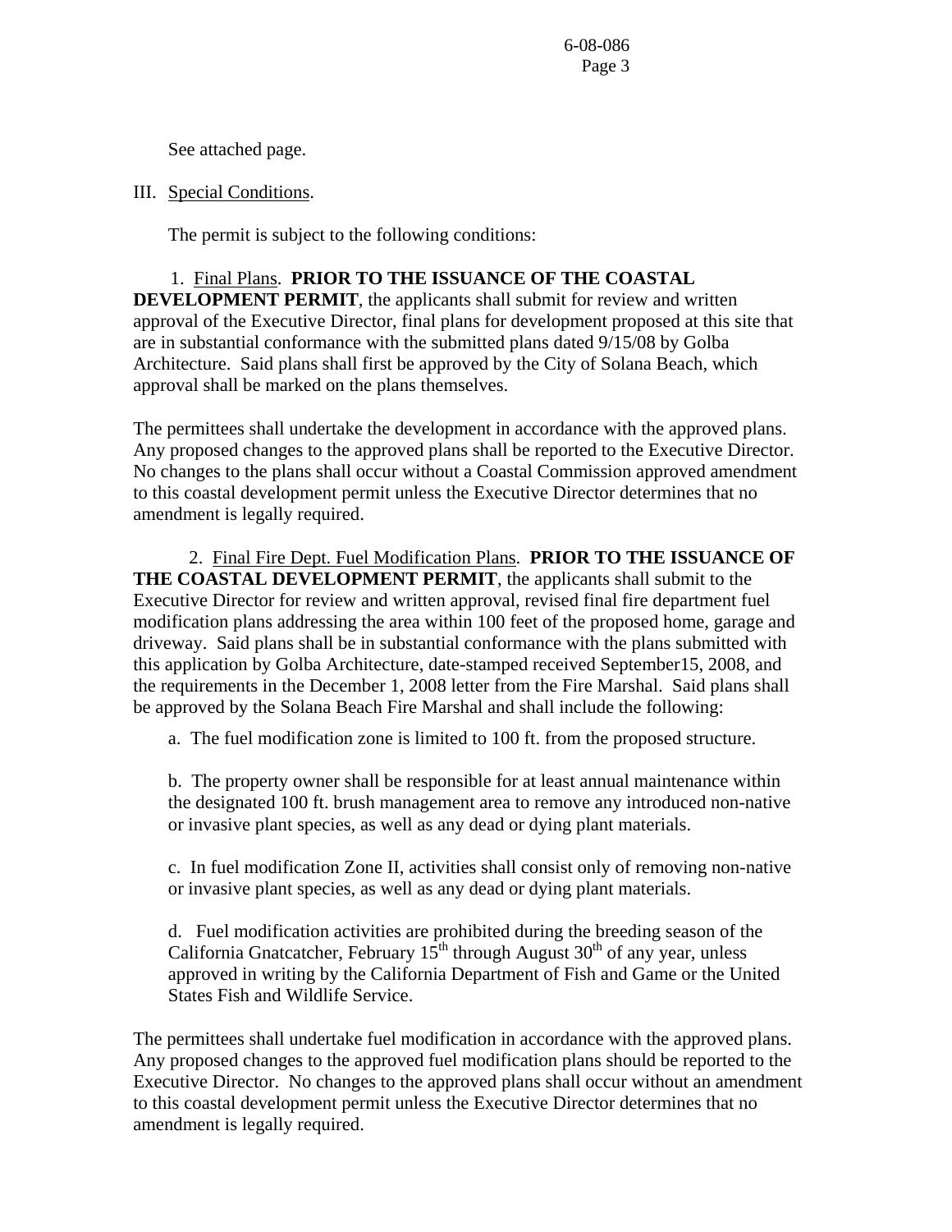See attached page.

III. Special Conditions.

The permit is subject to the following conditions:

1. Final Plans. **PRIOR TO THE ISSUANCE OF THE COASTAL DEVELOPMENT PERMIT**, the applicants shall submit for review and written approval of the Executive Director, final plans for development proposed at this site that are in substantial conformance with the submitted plans dated 9/15/08 by Golba Architecture. Said plans shall first be approved by the City of Solana Beach, which approval shall be marked on the plans themselves.

The permittees shall undertake the development in accordance with the approved plans. Any proposed changes to the approved plans shall be reported to the Executive Director. No changes to the plans shall occur without a Coastal Commission approved amendment to this coastal development permit unless the Executive Director determines that no amendment is legally required.

2. Final Fire Dept. Fuel Modification Plans. **PRIOR TO THE ISSUANCE OF THE COASTAL DEVELOPMENT PERMIT**, the applicants shall submit to the Executive Director for review and written approval, revised final fire department fuel modification plans addressing the area within 100 feet of the proposed home, garage and driveway. Said plans shall be in substantial conformance with the plans submitted with this application by Golba Architecture, date-stamped received September15, 2008, and the requirements in the December 1, 2008 letter from the Fire Marshal. Said plans shall be approved by the Solana Beach Fire Marshal and shall include the following:

a. The fuel modification zone is limited to 100 ft. from the proposed structure.

b. The property owner shall be responsible for at least annual maintenance within the designated 100 ft. brush management area to remove any introduced non-native or invasive plant species, as well as any dead or dying plant materials.

c. In fuel modification Zone II, activities shall consist only of removing non-native or invasive plant species, as well as any dead or dying plant materials.

d. Fuel modification activities are prohibited during the breeding season of the California Gnatcatcher, February 15th through August 30th of any year, unless approved in writing by the California Department of Fish and Game or the United States Fish and Wildlife Service.

The permittees shall undertake fuel modification in accordance with the approved plans. Any proposed changes to the approved fuel modification plans should be reported to the Executive Director. No changes to the approved plans shall occur without an amendment to this coastal development permit unless the Executive Director determines that no amendment is legally required.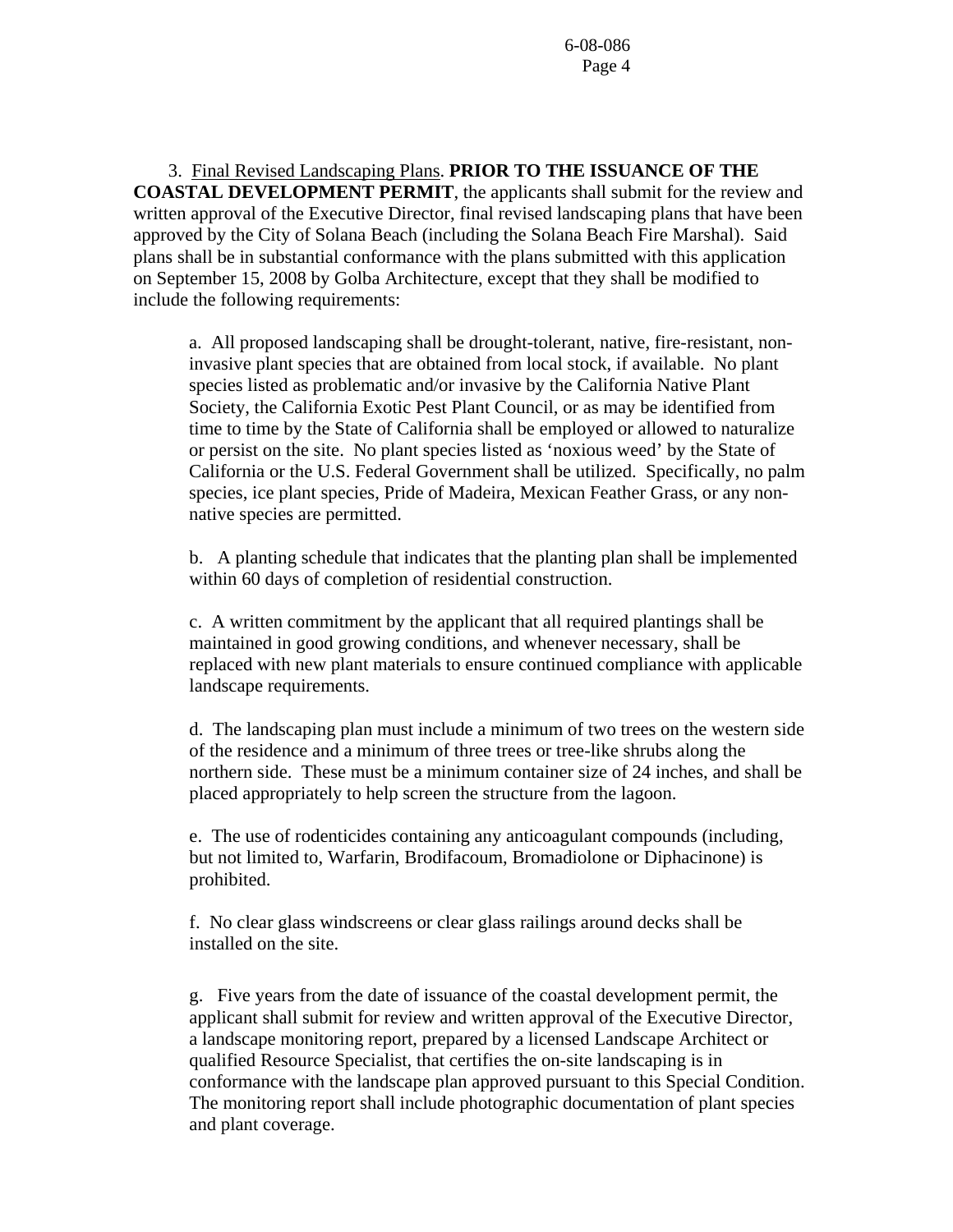3. Final Revised Landscaping Plans. **PRIOR TO THE ISSUANCE OF THE COASTAL DEVELOPMENT PERMIT**, the applicants shall submit for the review and written approval of the Executive Director, final revised landscaping plans that have been approved by the City of Solana Beach (including the Solana Beach Fire Marshal). Said plans shall be in substantial conformance with the plans submitted with this application on September 15, 2008 by Golba Architecture, except that they shall be modified to include the following requirements:

a. All proposed landscaping shall be drought-tolerant, native, fire-resistant, non-invasive plant species that are obtained from local stock, if available. No plant species listed as problematic and/or invasive by the California Native Plant Society, the California Exotic Pest Plant Council, or as may be identified from time to time by the State of California shall be employed or allowed to naturalize or persist on the site. No plant species listed as 'noxious weed' by the State of California or the U.S. Federal Government shall be utilized. Specifically, no palm species, ice plant species, Pride of Madeira, Mexican Feather Grass, or any non-native species are permitted.

b. A planting schedule that indicates that the planting plan shall be implemented within 60 days of completion of residential construction.

c. A written commitment by the applicant that all required plantings shall be maintained in good growing conditions, and whenever necessary, shall be replaced with new plant materials to ensure continued compliance with applicable landscape requirements.

d. The landscaping plan must include a minimum of two trees on the western side of the residence and a minimum of three trees or tree-like shrubs along the northern side. These must be a minimum container size of 24 inches, and shall be placed appropriately to help screen the structure from the lagoon.

e. The use of rodenticides containing any anticoagulant compounds (including, but not limited to, Warfarin, Brodifacoum, Bromadiolone or Diphacinone) is prohibited.

f. No clear glass windscreens or clear glass railings around decks shall be installed on the site.

g. Five years from the date of issuance of the coastal development permit, the applicant shall submit for review and written approval of the Executive Director, a landscape monitoring report, prepared by a licensed Landscape Architect or qualified Resource Specialist, that certifies the on-site landscaping is in conformance with the landscape plan approved pursuant to this Special Condition. The monitoring report shall include photographic documentation of plant species and plant coverage.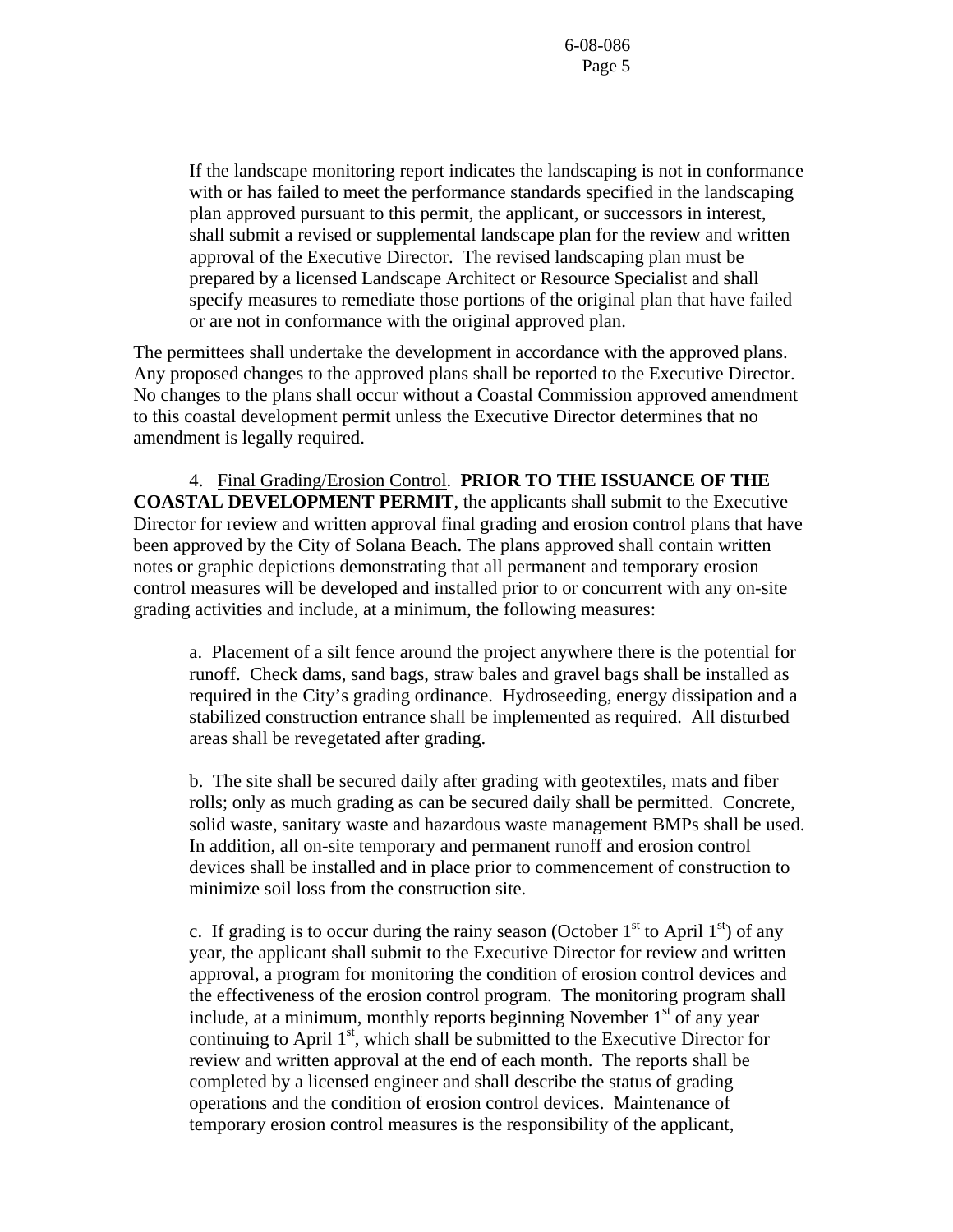If the landscape monitoring report indicates the landscaping is not in conformance with or has failed to meet the performance standards specified in the landscaping plan approved pursuant to this permit, the applicant, or successors in interest, shall submit a revised or supplemental landscape plan for the review and written approval of the Executive Director. The revised landscaping plan must be prepared by a licensed Landscape Architect or Resource Specialist and shall specify measures to remediate those portions of the original plan that have failed or are not in conformance with the original approved plan.

The permittees shall undertake the development in accordance with the approved plans. Any proposed changes to the approved plans shall be reported to the Executive Director. No changes to the plans shall occur without a Coastal Commission approved amendment to this coastal development permit unless the Executive Director determines that no amendment is legally required.

4. Final Grading/Erosion Control. **PRIOR TO THE ISSUANCE OF THE COASTAL DEVELOPMENT PERMIT**, the applicants shall submit to the Executive Director for review and written approval final grading and erosion control plans that have been approved by the City of Solana Beach. The plans approved shall contain written notes or graphic depictions demonstrating that all permanent and temporary erosion control measures will be developed and installed prior to or concurrent with any on-site grading activities and include, at a minimum, the following measures:

a. Placement of a silt fence around the project anywhere there is the potential for runoff. Check dams, sand bags, straw bales and gravel bags shall be installed as required in the City's grading ordinance. Hydroseeding, energy dissipation and a stabilized construction entrance shall be implemented as required. All disturbed areas shall be revegetated after grading.

b. The site shall be secured daily after grading with geotextiles, mats and fiber rolls; only as much grading as can be secured daily shall be permitted. Concrete, solid waste, sanitary waste and hazardous waste management BMPs shall be used. In addition, all on-site temporary and permanent runoff and erosion control devices shall be installed and in place prior to commencement of construction to minimize soil loss from the construction site.

c. If grading is to occur during the rainy season (October 1st to April 1st) of any year, the applicant shall submit to the Executive Director for review and written approval, a program for monitoring the condition of erosion control devices and the effectiveness of the erosion control program. The monitoring program shall include, at a minimum, monthly reports beginning November 1st of any year continuing to April 1st, which shall be submitted to the Executive Director for review and written approval at the end of each month. The reports shall be completed by a licensed engineer and shall describe the status of grading operations and the condition of erosion control devices. Maintenance of temporary erosion control measures is the responsibility of the applicant,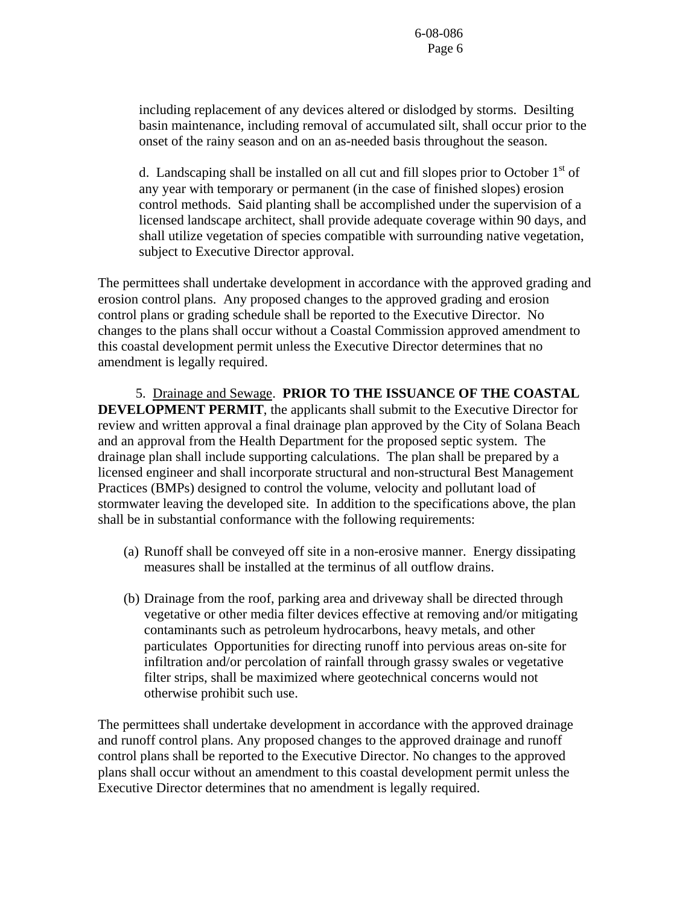including replacement of any devices altered or dislodged by storms. Desilting basin maintenance, including removal of accumulated silt, shall occur prior to the onset of the rainy season and on an as-needed basis throughout the season.

d. Landscaping shall be installed on all cut and fill slopes prior to October 1st of any year with temporary or permanent (in the case of finished slopes) erosion control methods. Said planting shall be accomplished under the supervision of a licensed landscape architect, shall provide adequate coverage within 90 days, and shall utilize vegetation of species compatible with surrounding native vegetation, subject to Executive Director approval.

The permittees shall undertake development in accordance with the approved grading and erosion control plans. Any proposed changes to the approved grading and erosion control plans or grading schedule shall be reported to the Executive Director. No changes to the plans shall occur without a Coastal Commission approved amendment to this coastal development permit unless the Executive Director determines that no amendment is legally required.

5. Drainage and Sewage. **PRIOR TO THE ISSUANCE OF THE COASTAL DEVELOPMENT PERMIT**, the applicants shall submit to the Executive Director for review and written approval a final drainage plan approved by the City of Solana Beach and an approval from the Health Department for the proposed septic system. The drainage plan shall include supporting calculations. The plan shall be prepared by a licensed engineer and shall incorporate structural and non-structural Best Management Practices (BMPs) designed to control the volume, velocity and pollutant load of stormwater leaving the developed site. In addition to the specifications above, the plan shall be in substantial conformance with the following requirements:

(a) Runoff shall be conveyed off site in a non-erosive manner. Energy dissipating measures shall be installed at the terminus of all outflow drains.

(b) Drainage from the roof, parking area and driveway shall be directed through vegetative or other media filter devices effective at removing and/or mitigating contaminants such as petroleum hydrocarbons, heavy metals, and other particulates Opportunities for directing runoff into pervious areas on-site for infiltration and/or percolation of rainfall through grassy swales or vegetative filter strips, shall be maximized where geotechnical concerns would not otherwise prohibit such use.

The permittees shall undertake development in accordance with the approved drainage and runoff control plans. Any proposed changes to the approved drainage and runoff control plans shall be reported to the Executive Director. No changes to the approved plans shall occur without an amendment to this coastal development permit unless the Executive Director determines that no amendment is legally required.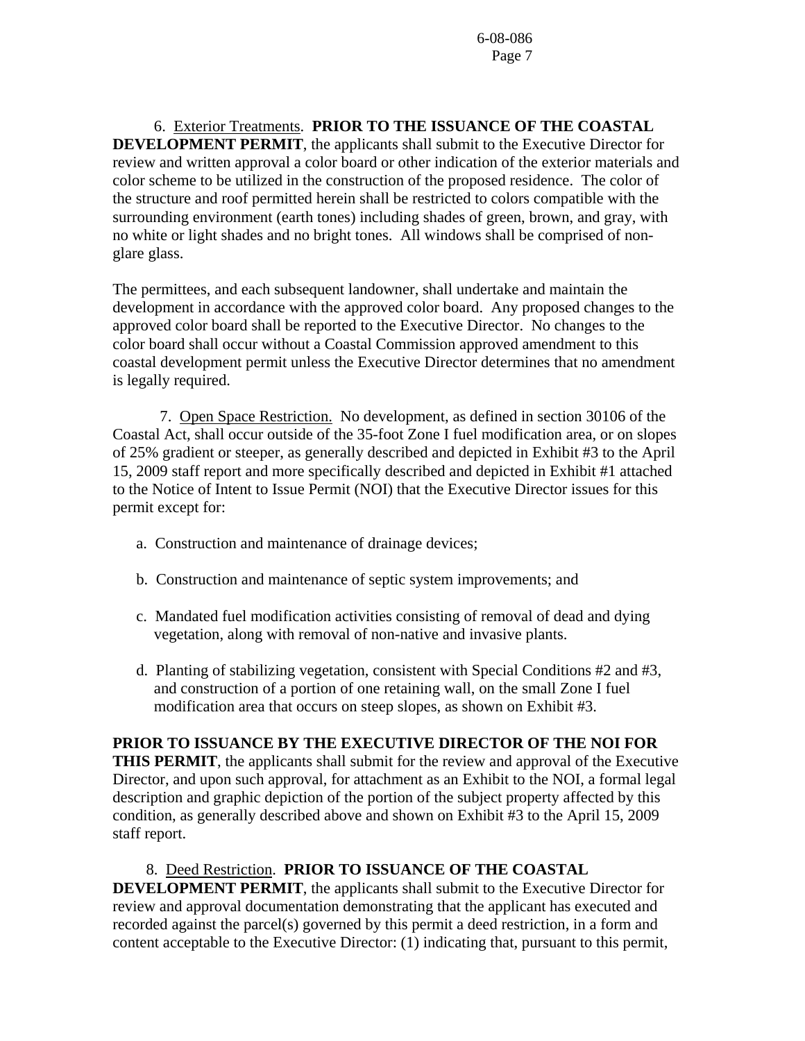6. <u>Exterior Treatments</u>. **PRIOR TO THE ISSUANCE OF THE COASTAL DEVELOPMENT PERMIT**, the applicants shall submit to the Executive Director for review and written approval a color board or other indication of the exterior materials and color scheme to be utilized in the construction of the proposed residence. The color of the structure and roof permitted herein shall be restricted to colors compatible with the surrounding environment (earth tones) including shades of green, brown, and gray, with no white or light shades and no bright tones. All windows shall be comprised of non-glare glass.

The permittees, and each subsequent landowner, shall undertake and maintain the development in accordance with the approved color board. Any proposed changes to the approved color board shall be reported to the Executive Director. No changes to the color board shall occur without a Coastal Commission approved amendment to this coastal development permit unless the Executive Director determines that no amendment is legally required.

7. <u>Open Space Restriction.</u> No development, as defined in section 30106 of the Coastal Act, shall occur outside of the 35-foot Zone I fuel modification area, or on slopes of 25% gradient or steeper, as generally described and depicted in Exhibit #3 to the April 15, 2009 staff report and more specifically described and depicted in Exhibit #1 attached to the Notice of Intent to Issue Permit (NOI) that the Executive Director issues for this permit except for:

a. Construction and maintenance of drainage devices;

b. Construction and maintenance of septic system improvements; and

c. Mandated fuel modification activities consisting of removal of dead and dying vegetation, along with removal of non-native and invasive plants.

d. Planting of stabilizing vegetation, consistent with Special Conditions #2 and #3, and construction of a portion of one retaining wall, on the small Zone I fuel modification area that occurs on steep slopes, as shown on Exhibit #3.

**PRIOR TO ISSUANCE BY THE EXECUTIVE DIRECTOR OF THE NOI FOR THIS PERMIT**, the applicants shall submit for the review and approval of the Executive Director, and upon such approval, for attachment as an Exhibit to the NOI, a formal legal description and graphic depiction of the portion of the subject property affected by this condition, as generally described above and shown on Exhibit #3 to the April 15, 2009 staff report.

8. <u>Deed Restriction</u>. **PRIOR TO ISSUANCE OF THE COASTAL DEVELOPMENT PERMIT**, the applicants shall submit to the Executive Director for review and approval documentation demonstrating that the applicant has executed and recorded against the parcel(s) governed by this permit a deed restriction, in a form and content acceptable to the Executive Director: (1) indicating that, pursuant to this permit,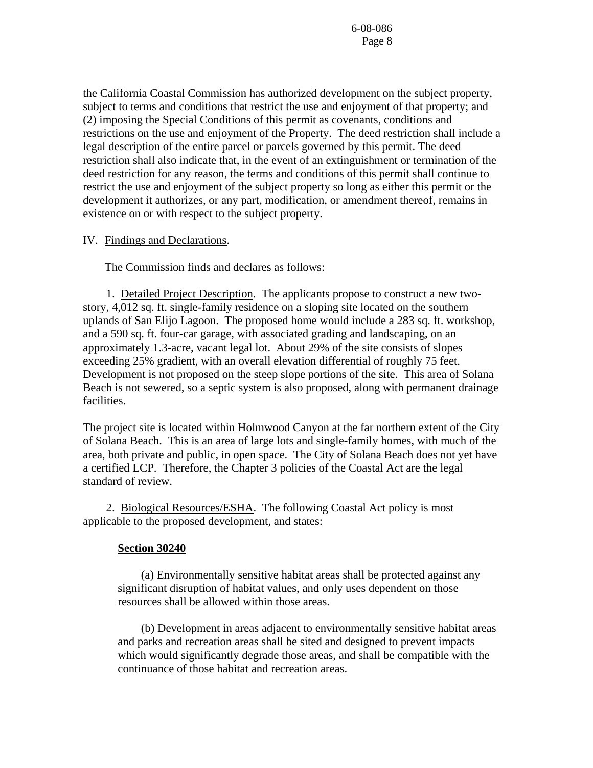the California Coastal Commission has authorized development on the subject property, subject to terms and conditions that restrict the use and enjoyment of that property; and (2) imposing the Special Conditions of this permit as covenants, conditions and restrictions on the use and enjoyment of the Property. The deed restriction shall include a legal description of the entire parcel or parcels governed by this permit. The deed restriction shall also indicate that, in the event of an extinguishment or termination of the deed restriction for any reason, the terms and conditions of this permit shall continue to restrict the use and enjoyment of the subject property so long as either this permit or the development it authorizes, or any part, modification, or amendment thereof, remains in existence on or with respect to the subject property.

IV. Findings and Declarations.

The Commission finds and declares as follows:

1. Detailed Project Description. The applicants propose to construct a new two-story, 4,012 sq. ft. single-family residence on a sloping site located on the southern uplands of San Elijo Lagoon. The proposed home would include a 283 sq. ft. workshop, and a 590 sq. ft. four-car garage, with associated grading and landscaping, on an approximately 1.3-acre, vacant legal lot. About 29% of the site consists of slopes exceeding 25% gradient, with an overall elevation differential of roughly 75 feet. Development is not proposed on the steep slope portions of the site. This area of Solana Beach is not sewered, so a septic system is also proposed, along with permanent drainage facilities.

The project site is located within Holmwood Canyon at the far northern extent of the City of Solana Beach. This is an area of large lots and single-family homes, with much of the area, both private and public, in open space. The City of Solana Beach does not yet have a certified LCP. Therefore, the Chapter 3 policies of the Coastal Act are the legal standard of review.

2. Biological Resources/ESHA. The following Coastal Act policy is most applicable to the proposed development, and states:

**Section 30240**

(a) Environmentally sensitive habitat areas shall be protected against any significant disruption of habitat values, and only uses dependent on those resources shall be allowed within those areas.

(b) Development in areas adjacent to environmentally sensitive habitat areas and parks and recreation areas shall be sited and designed to prevent impacts which would significantly degrade those areas, and shall be compatible with the continuance of those habitat and recreation areas.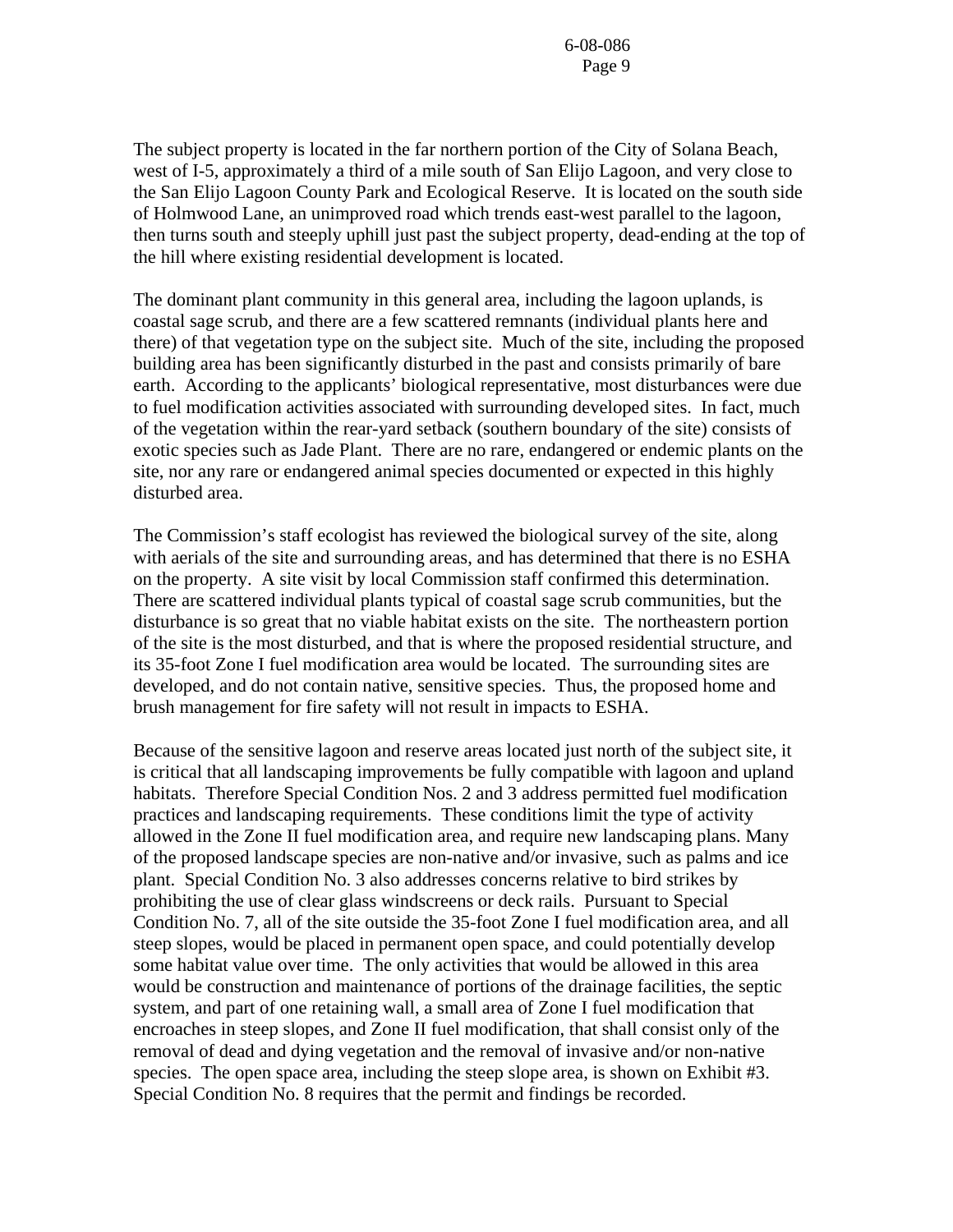The subject property is located in the far northern portion of the City of Solana Beach, west of I-5, approximately a third of a mile south of San Elijo Lagoon, and very close to the San Elijo Lagoon County Park and Ecological Reserve. It is located on the south side of Holmwood Lane, an unimproved road which trends east-west parallel to the lagoon, then turns south and steeply uphill just past the subject property, dead-ending at the top of the hill where existing residential development is located.

The dominant plant community in this general area, including the lagoon uplands, is coastal sage scrub, and there are a few scattered remnants (individual plants here and there) of that vegetation type on the subject site. Much of the site, including the proposed building area has been significantly disturbed in the past and consists primarily of bare earth. According to the applicants' biological representative, most disturbances were due to fuel modification activities associated with surrounding developed sites. In fact, much of the vegetation within the rear-yard setback (southern boundary of the site) consists of exotic species such as Jade Plant. There are no rare, endangered or endemic plants on the site, nor any rare or endangered animal species documented or expected in this highly disturbed area.

The Commission's staff ecologist has reviewed the biological survey of the site, along with aerials of the site and surrounding areas, and has determined that there is no ESHA on the property. A site visit by local Commission staff confirmed this determination. There are scattered individual plants typical of coastal sage scrub communities, but the disturbance is so great that no viable habitat exists on the site. The northeastern portion of the site is the most disturbed, and that is where the proposed residential structure, and its 35-foot Zone I fuel modification area would be located. The surrounding sites are developed, and do not contain native, sensitive species. Thus, the proposed home and brush management for fire safety will not result in impacts to ESHA.

Because of the sensitive lagoon and reserve areas located just north of the subject site, it is critical that all landscaping improvements be fully compatible with lagoon and upland habitats. Therefore Special Condition Nos. 2 and 3 address permitted fuel modification practices and landscaping requirements. These conditions limit the type of activity allowed in the Zone II fuel modification area, and require new landscaping plans. Many of the proposed landscape species are non-native and/or invasive, such as palms and ice plant. Special Condition No. 3 also addresses concerns relative to bird strikes by prohibiting the use of clear glass windscreens or deck rails. Pursuant to Special Condition No. 7, all of the site outside the 35-foot Zone I fuel modification area, and all steep slopes, would be placed in permanent open space, and could potentially develop some habitat value over time. The only activities that would be allowed in this area would be construction and maintenance of portions of the drainage facilities, the septic system, and part of one retaining wall, a small area of Zone I fuel modification that encroaches in steep slopes, and Zone II fuel modification, that shall consist only of the removal of dead and dying vegetation and the removal of invasive and/or non-native species. The open space area, including the steep slope area, is shown on Exhibit #3. Special Condition No. 8 requires that the permit and findings be recorded.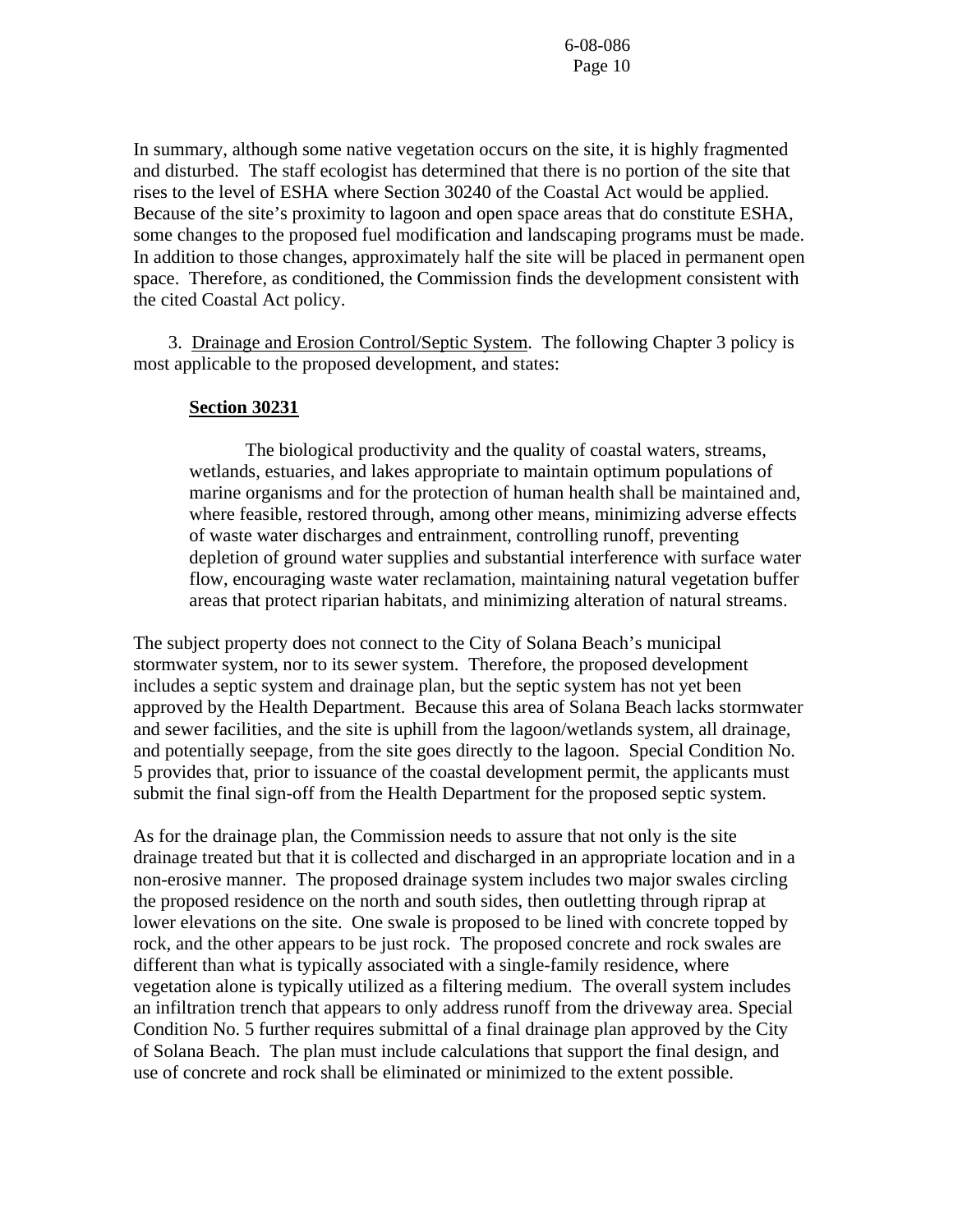In summary, although some native vegetation occurs on the site, it is highly fragmented and disturbed. The staff ecologist has determined that there is no portion of the site that rises to the level of ESHA where Section 30240 of the Coastal Act would be applied. Because of the site's proximity to lagoon and open space areas that do constitute ESHA, some changes to the proposed fuel modification and landscaping programs must be made. In addition to those changes, approximately half the site will be placed in permanent open space. Therefore, as conditioned, the Commission finds the development consistent with the cited Coastal Act policy.

3. Drainage and Erosion Control/Septic System. The following Chapter 3 policy is most applicable to the proposed development, and states:

**Section 30231**

> The biological productivity and the quality of coastal waters, streams, wetlands, estuaries, and lakes appropriate to maintain optimum populations of marine organisms and for the protection of human health shall be maintained and, where feasible, restored through, among other means, minimizing adverse effects of waste water discharges and entrainment, controlling runoff, preventing depletion of ground water supplies and substantial interference with surface water flow, encouraging waste water reclamation, maintaining natural vegetation buffer areas that protect riparian habitats, and minimizing alteration of natural streams.

The subject property does not connect to the City of Solana Beach's municipal stormwater system, nor to its sewer system. Therefore, the proposed development includes a septic system and drainage plan, but the septic system has not yet been approved by the Health Department. Because this area of Solana Beach lacks stormwater and sewer facilities, and the site is uphill from the lagoon/wetlands system, all drainage, and potentially seepage, from the site goes directly to the lagoon. Special Condition No. 5 provides that, prior to issuance of the coastal development permit, the applicants must submit the final sign-off from the Health Department for the proposed septic system.

As for the drainage plan, the Commission needs to assure that not only is the site drainage treated but that it is collected and discharged in an appropriate location and in a non-erosive manner. The proposed drainage system includes two major swales circling the proposed residence on the north and south sides, then outletting through riprap at lower elevations on the site. One swale is proposed to be lined with concrete topped by rock, and the other appears to be just rock. The proposed concrete and rock swales are different than what is typically associated with a single-family residence, where vegetation alone is typically utilized as a filtering medium. The overall system includes an infiltration trench that appears to only address runoff from the driveway area. Special Condition No. 5 further requires submittal of a final drainage plan approved by the City of Solana Beach. The plan must include calculations that support the final design, and use of concrete and rock shall be eliminated or minimized to the extent possible.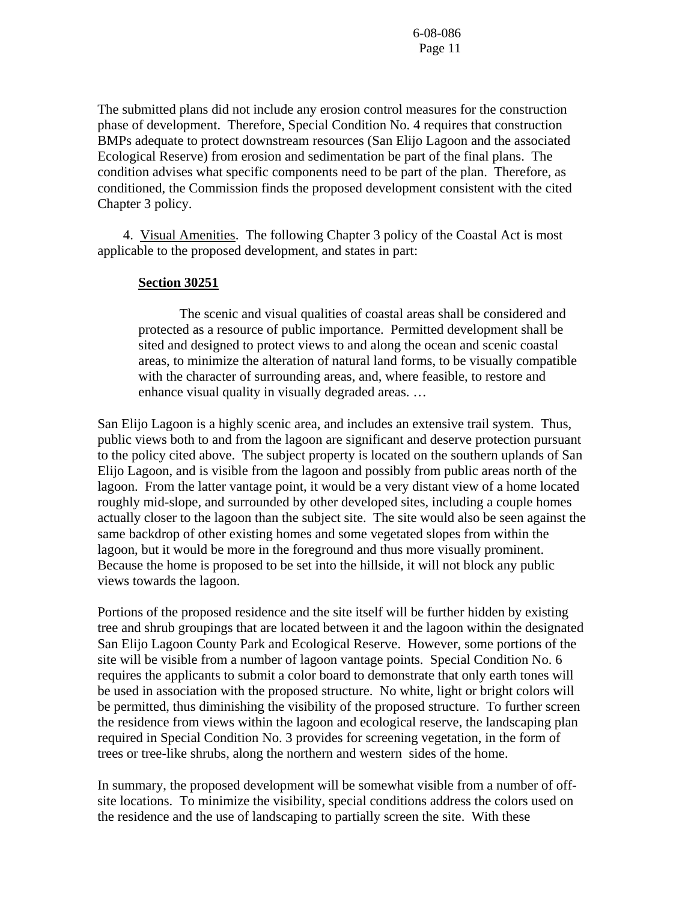The submitted plans did not include any erosion control measures for the construction phase of development. Therefore, Special Condition No. 4 requires that construction BMPs adequate to protect downstream resources (San Elijo Lagoon and the associated Ecological Reserve) from erosion and sedimentation be part of the final plans. The condition advises what specific components need to be part of the plan. Therefore, as conditioned, the Commission finds the proposed development consistent with the cited Chapter 3 policy.

4. Visual Amenities. The following Chapter 3 policy of the Coastal Act is most applicable to the proposed development, and states in part:

**Section 30251**

> The scenic and visual qualities of coastal areas shall be considered and protected as a resource of public importance. Permitted development shall be sited and designed to protect views to and along the ocean and scenic coastal areas, to minimize the alteration of natural land forms, to be visually compatible with the character of surrounding areas, and, where feasible, to restore and enhance visual quality in visually degraded areas. …

San Elijo Lagoon is a highly scenic area, and includes an extensive trail system. Thus, public views both to and from the lagoon are significant and deserve protection pursuant to the policy cited above. The subject property is located on the southern uplands of San Elijo Lagoon, and is visible from the lagoon and possibly from public areas north of the lagoon. From the latter vantage point, it would be a very distant view of a home located roughly mid-slope, and surrounded by other developed sites, including a couple homes actually closer to the lagoon than the subject site. The site would also be seen against the same backdrop of other existing homes and some vegetated slopes from within the lagoon, but it would be more in the foreground and thus more visually prominent. Because the home is proposed to be set into the hillside, it will not block any public views towards the lagoon.

Portions of the proposed residence and the site itself will be further hidden by existing tree and shrub groupings that are located between it and the lagoon within the designated San Elijo Lagoon County Park and Ecological Reserve. However, some portions of the site will be visible from a number of lagoon vantage points. Special Condition No. 6 requires the applicants to submit a color board to demonstrate that only earth tones will be used in association with the proposed structure. No white, light or bright colors will be permitted, thus diminishing the visibility of the proposed structure. To further screen the residence from views within the lagoon and ecological reserve, the landscaping plan required in Special Condition No. 3 provides for screening vegetation, in the form of trees or tree-like shrubs, along the northern and western sides of the home.

In summary, the proposed development will be somewhat visible from a number of off-site locations. To minimize the visibility, special conditions address the colors used on the residence and the use of landscaping to partially screen the site. With these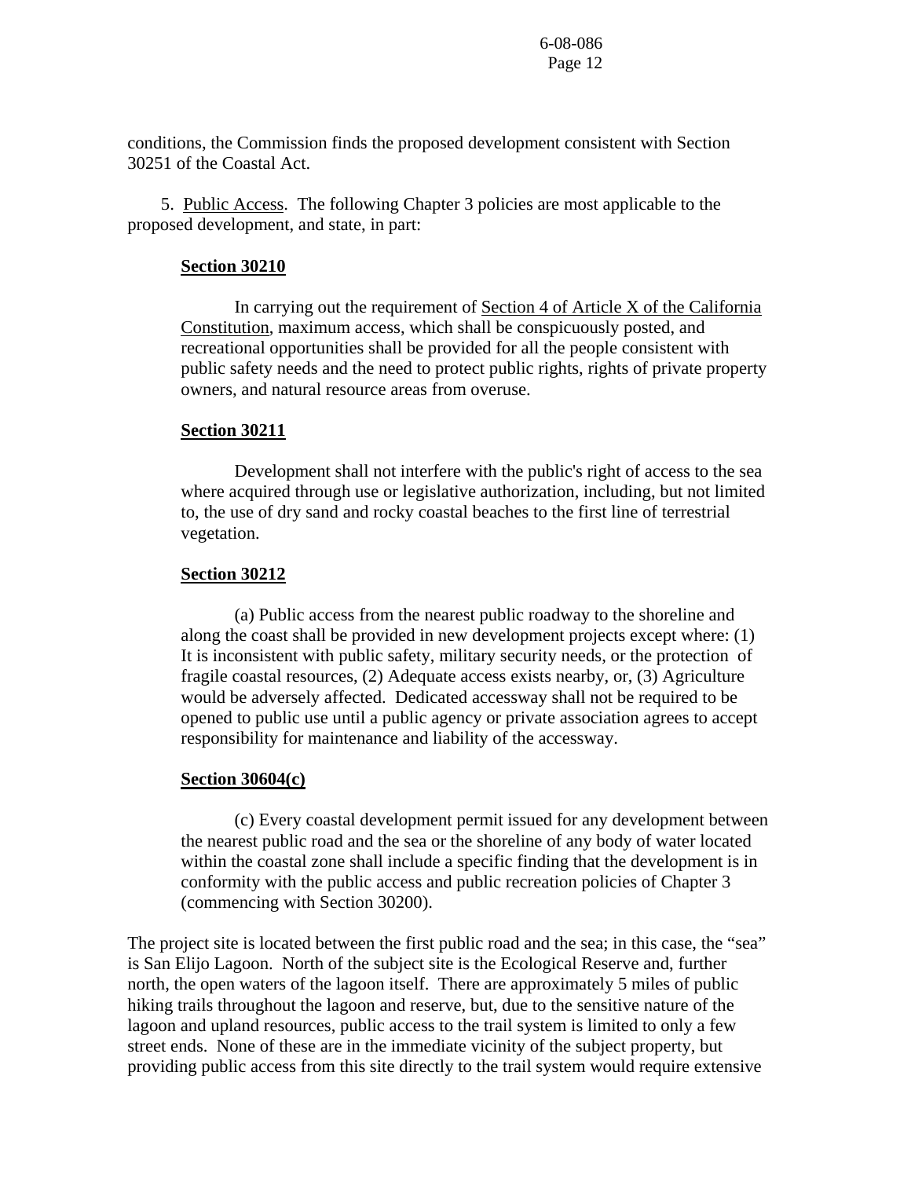conditions, the Commission finds the proposed development consistent with Section 30251 of the Coastal Act.

5. Public Access. The following Chapter 3 policies are most applicable to the proposed development, and state, in part:

**Section 30210**

In carrying out the requirement of Section 4 of Article X of the California Constitution, maximum access, which shall be conspicuously posted, and recreational opportunities shall be provided for all the people consistent with public safety needs and the need to protect public rights, rights of private property owners, and natural resource areas from overuse.

**Section 30211**

Development shall not interfere with the public's right of access to the sea where acquired through use or legislative authorization, including, but not limited to, the use of dry sand and rocky coastal beaches to the first line of terrestrial vegetation.

**Section 30212**

(a) Public access from the nearest public roadway to the shoreline and along the coast shall be provided in new development projects except where: (1) It is inconsistent with public safety, military security needs, or the protection of fragile coastal resources, (2) Adequate access exists nearby, or, (3) Agriculture would be adversely affected. Dedicated accessway shall not be required to be opened to public use until a public agency or private association agrees to accept responsibility for maintenance and liability of the accessway.

**Section 30604(c)**

(c) Every coastal development permit issued for any development between the nearest public road and the sea or the shoreline of any body of water located within the coastal zone shall include a specific finding that the development is in conformity with the public access and public recreation policies of Chapter 3 (commencing with Section 30200).

The project site is located between the first public road and the sea; in this case, the "sea" is San Elijo Lagoon. North of the subject site is the Ecological Reserve and, further north, the open waters of the lagoon itself. There are approximately 5 miles of public hiking trails throughout the lagoon and reserve, but, due to the sensitive nature of the lagoon and upland resources, public access to the trail system is limited to only a few street ends. None of these are in the immediate vicinity of the subject property, but providing public access from this site directly to the trail system would require extensive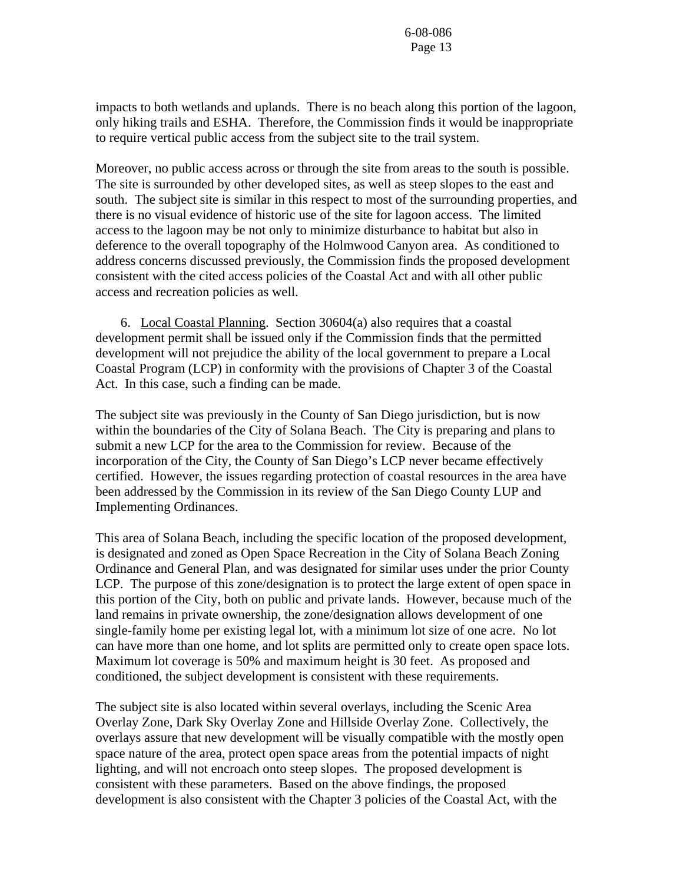impacts to both wetlands and uplands. There is no beach along this portion of the lagoon, only hiking trails and ESHA. Therefore, the Commission finds it would be inappropriate to require vertical public access from the subject site to the trail system.

Moreover, no public access across or through the site from areas to the south is possible. The site is surrounded by other developed sites, as well as steep slopes to the east and south. The subject site is similar in this respect to most of the surrounding properties, and there is no visual evidence of historic use of the site for lagoon access. The limited access to the lagoon may be not only to minimize disturbance to habitat but also in deference to the overall topography of the Holmwood Canyon area. As conditioned to address concerns discussed previously, the Commission finds the proposed development consistent with the cited access policies of the Coastal Act and with all other public access and recreation policies as well.

6. Local Coastal Planning. Section 30604(a) also requires that a coastal development permit shall be issued only if the Commission finds that the permitted development will not prejudice the ability of the local government to prepare a Local Coastal Program (LCP) in conformity with the provisions of Chapter 3 of the Coastal Act. In this case, such a finding can be made.

The subject site was previously in the County of San Diego jurisdiction, but is now within the boundaries of the City of Solana Beach. The City is preparing and plans to submit a new LCP for the area to the Commission for review. Because of the incorporation of the City, the County of San Diego's LCP never became effectively certified. However, the issues regarding protection of coastal resources in the area have been addressed by the Commission in its review of the San Diego County LUP and Implementing Ordinances.

This area of Solana Beach, including the specific location of the proposed development, is designated and zoned as Open Space Recreation in the City of Solana Beach Zoning Ordinance and General Plan, and was designated for similar uses under the prior County LCP. The purpose of this zone/designation is to protect the large extent of open space in this portion of the City, both on public and private lands. However, because much of the land remains in private ownership, the zone/designation allows development of one single-family home per existing legal lot, with a minimum lot size of one acre. No lot can have more than one home, and lot splits are permitted only to create open space lots. Maximum lot coverage is 50% and maximum height is 30 feet. As proposed and conditioned, the subject development is consistent with these requirements.

The subject site is also located within several overlays, including the Scenic Area Overlay Zone, Dark Sky Overlay Zone and Hillside Overlay Zone. Collectively, the overlays assure that new development will be visually compatible with the mostly open space nature of the area, protect open space areas from the potential impacts of night lighting, and will not encroach onto steep slopes. The proposed development is consistent with these parameters. Based on the above findings, the proposed development is also consistent with the Chapter 3 policies of the Coastal Act, with the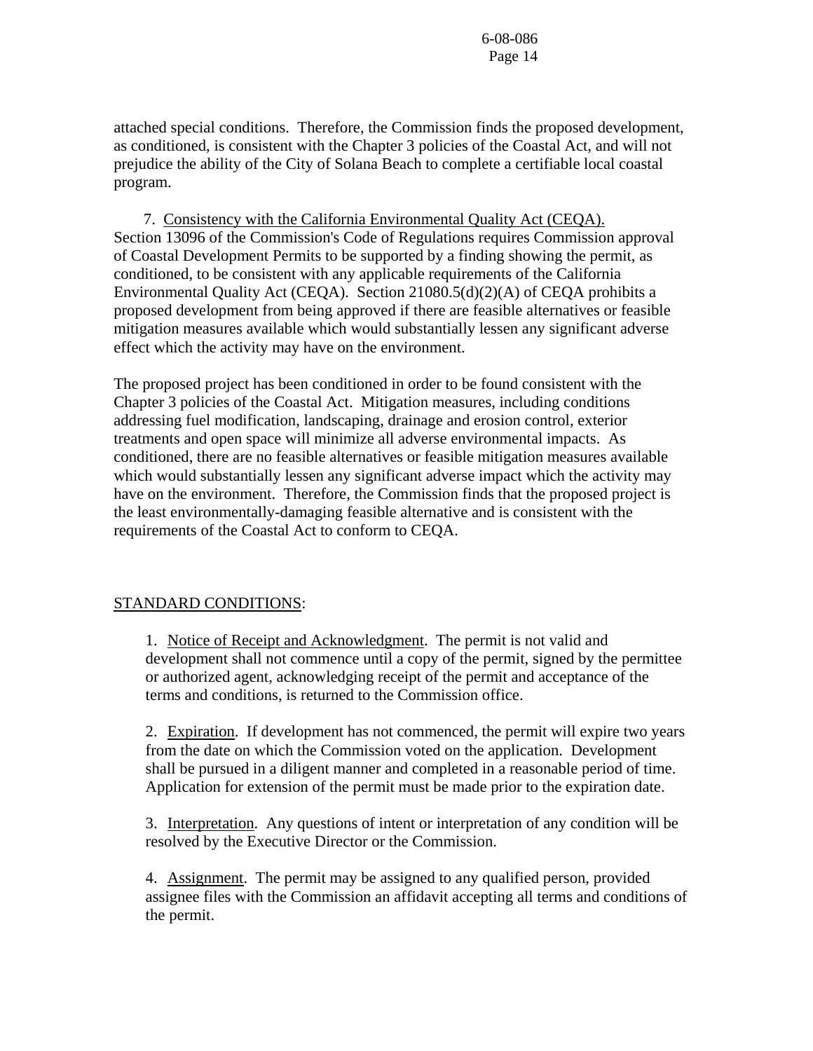attached special conditions. Therefore, the Commission finds the proposed development, as conditioned, is consistent with the Chapter 3 policies of the Coastal Act, and will not prejudice the ability of the City of Solana Beach to complete a certifiable local coastal program.

7. Consistency with the California Environmental Quality Act (CEQA). Section 13096 of the Commission's Code of Regulations requires Commission approval of Coastal Development Permits to be supported by a finding showing the permit, as conditioned, to be consistent with any applicable requirements of the California Environmental Quality Act (CEQA). Section 21080.5(d)(2)(A) of CEQA prohibits a proposed development from being approved if there are feasible alternatives or feasible mitigation measures available which would substantially lessen any significant adverse effect which the activity may have on the environment.

The proposed project has been conditioned in order to be found consistent with the Chapter 3 policies of the Coastal Act. Mitigation measures, including conditions addressing fuel modification, landscaping, drainage and erosion control, exterior treatments and open space will minimize all adverse environmental impacts. As conditioned, there are no feasible alternatives or feasible mitigation measures available which would substantially lessen any significant adverse impact which the activity may have on the environment. Therefore, the Commission finds that the proposed project is the least environmentally-damaging feasible alternative and is consistent with the requirements of the Coastal Act to conform to CEQA.

STANDARD CONDITIONS:

1. Notice of Receipt and Acknowledgment. The permit is not valid and development shall not commence until a copy of the permit, signed by the permittee or authorized agent, acknowledging receipt of the permit and acceptance of the terms and conditions, is returned to the Commission office.

2. Expiration. If development has not commenced, the permit will expire two years from the date on which the Commission voted on the application. Development shall be pursued in a diligent manner and completed in a reasonable period of time. Application for extension of the permit must be made prior to the expiration date.

3. Interpretation. Any questions of intent or interpretation of any condition will be resolved by the Executive Director or the Commission.

4. Assignment. The permit may be assigned to any qualified person, provided assignee files with the Commission an affidavit accepting all terms and conditions of the permit.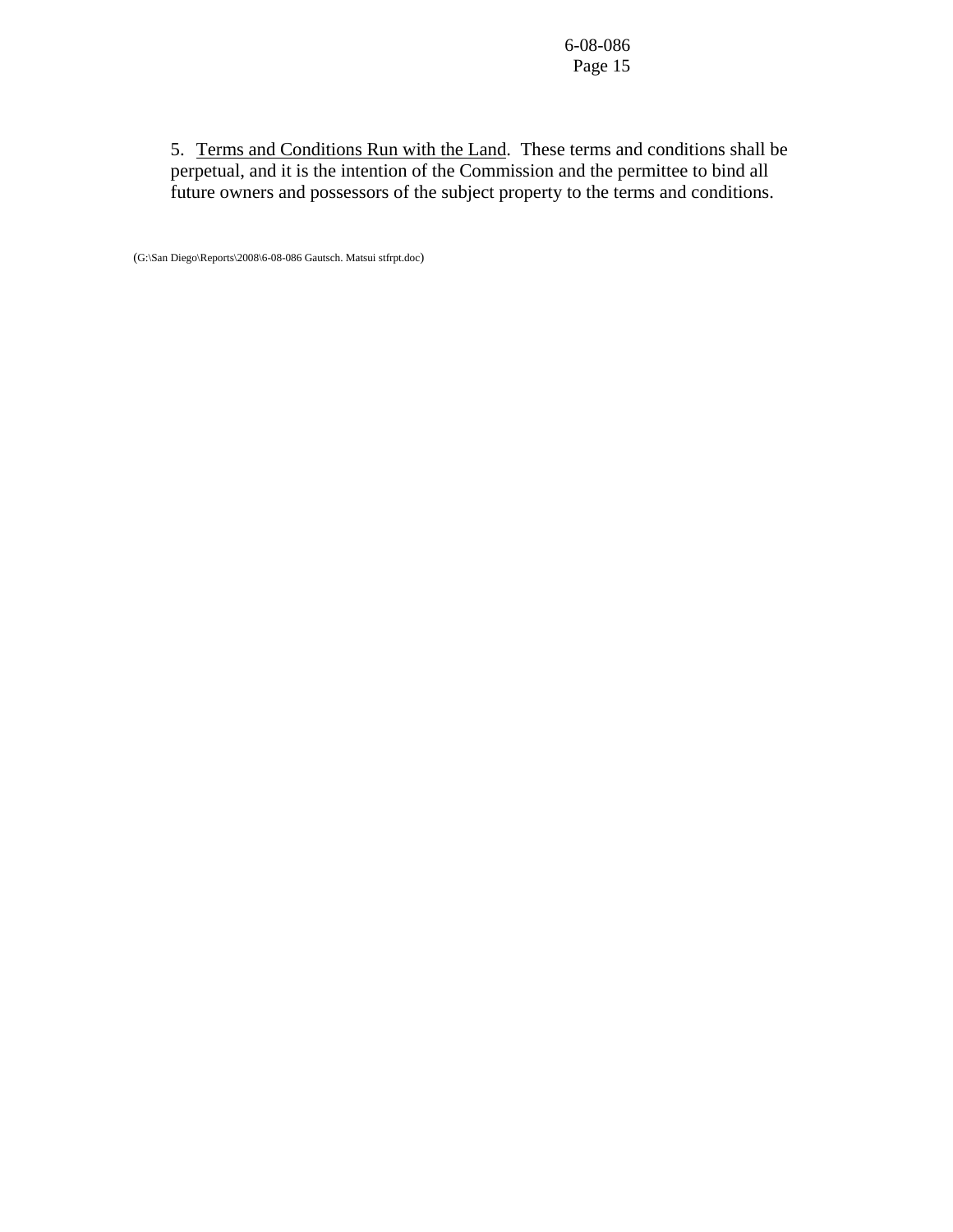5. Terms and Conditions Run with the Land. These terms and conditions shall be perpetual, and it is the intention of the Commission and the permittee to bind all future owners and possessors of the subject property to the terms and conditions.

(G:\San Diego\Reports\2008\6-08-086 Gautsch. Matsui stfrpt.doc)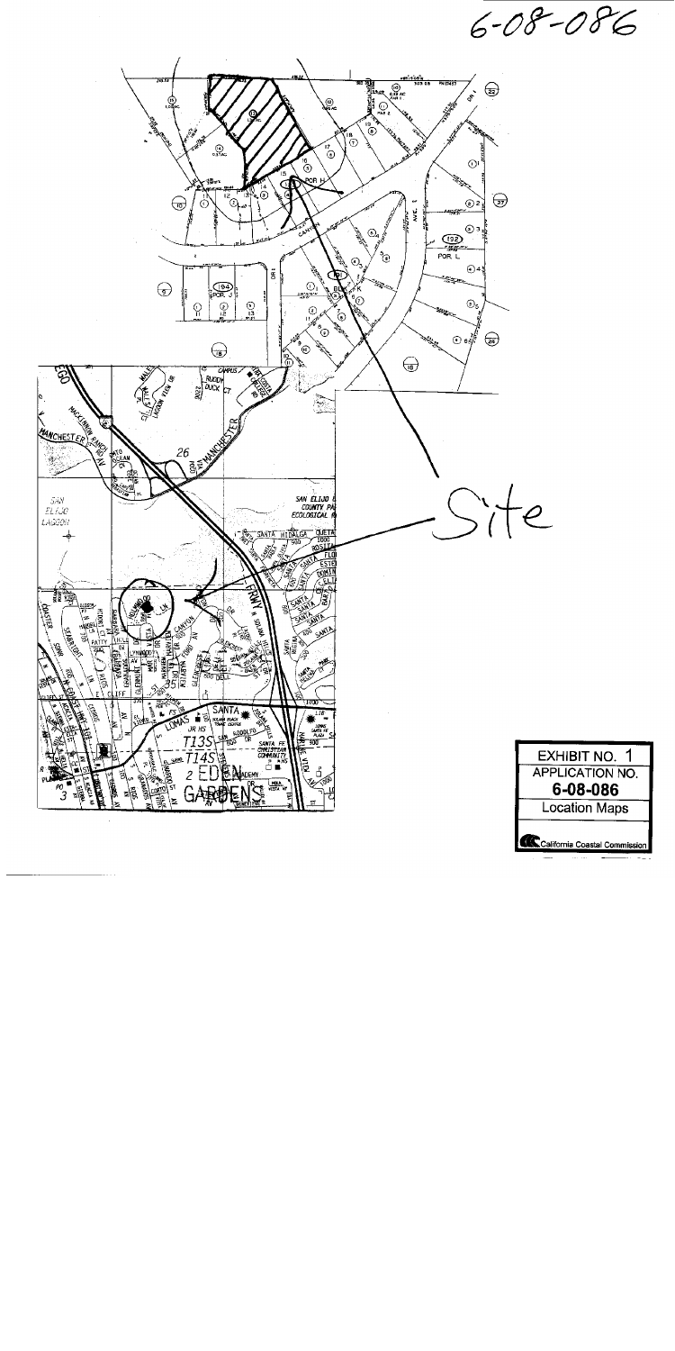6-08-086

Site

EXHIBIT NO. 1

APPLICATION NO.

**6-08-086**

Location Maps

California Coastal Commission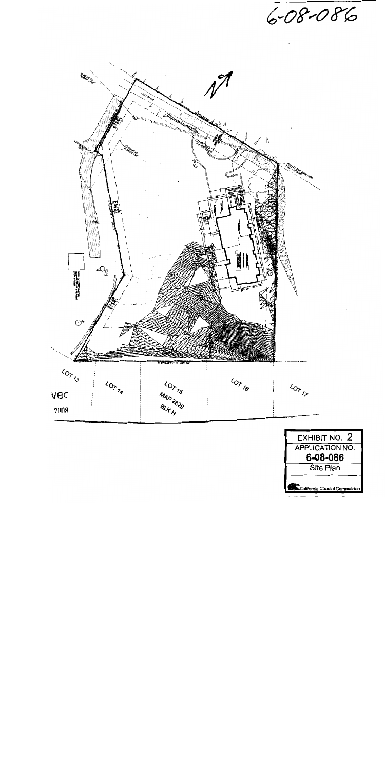6-08-086

LOT 13

LOT 14

LOT 15
MAP 2829
BLK H

LOT 16

LOT 17

| EXHIBIT NO. 2 |
| --- |
| APPLICATION NO. |
| **6-08-086** |
| Site Plan |
| California Coastal Commission |